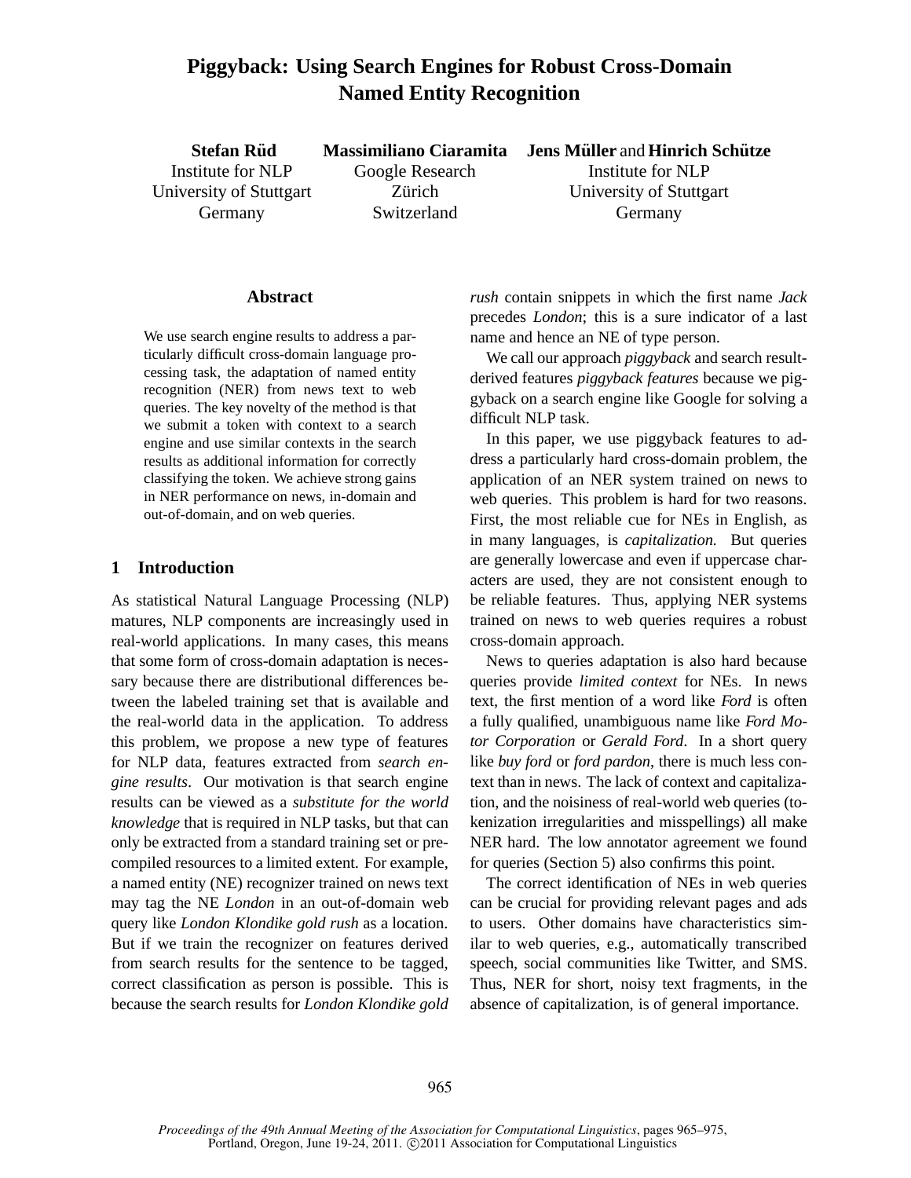# Piggyback: Using Search Engines for Robust Cross-Domain Named Entity Recognition

**Stefan Rüd**
Institute for NLP
University of Stuttgart
Germany

**Massimiliano Ciaramita**
Google Research
Zürich
Switzerland

**Jens Müller** and **Hinrich Schütze**
Institute for NLP
University of Stuttgart
Germany

## Abstract

We use search engine results to address a particularly difficult cross-domain language processing task, the adaptation of named entity recognition (NER) from news text to web queries. The key novelty of the method is that we submit a token with context to a search engine and use similar contexts in the search results as additional information for correctly classifying the token. We achieve strong gains in NER performance on news, in-domain and out-of-domain, and on web queries.

## 1 Introduction

As statistical Natural Language Processing (NLP) matures, NLP components are increasingly used in real-world applications. In many cases, this means that some form of cross-domain adaptation is necessary because there are distributional differences between the labeled training set that is available and the real-world data in the application. To address this problem, we propose a new type of features for NLP data, features extracted from *search engine results*. Our motivation is that search engine results can be viewed as a *substitute for the world knowledge* that is required in NLP tasks, but that can only be extracted from a standard training set or precompiled resources to a limited extent. For example, a named entity (NE) recognizer trained on news text may tag the NE *London* in an out-of-domain web query like *London Klondike gold rush* as a location. But if we train the recognizer on features derived from search results for the sentence to be tagged, correct classification as person is possible. This is because the search results for *London Klondike gold rush* contain snippets in which the first name *Jack* precedes *London*; this is a sure indicator of a last name and hence an NE of type person.

We call our approach *piggyback* and search result-derived features *piggyback features* because we piggyback on a search engine like Google for solving a difficult NLP task.

In this paper, we use piggyback features to address a particularly hard cross-domain problem, the application of an NER system trained on news to web queries. This problem is hard for two reasons. First, the most reliable cue for NEs in English, as in many languages, is *capitalization.* But queries are generally lowercase and even if uppercase characters are used, they are not consistent enough to be reliable features. Thus, applying NER systems trained on news to web queries requires a robust cross-domain approach.

News to queries adaptation is also hard because queries provide *limited context* for NEs. In news text, the first mention of a word like *Ford* is often a fully qualified, unambiguous name like *Ford Motor Corporation* or *Gerald Ford*. In a short query like *buy ford* or *ford pardon*, there is much less context than in news. The lack of context and capitalization, and the noisiness of real-world web queries (tokenization irregularities and misspellings) all make NER hard. The low annotator agreement we found for queries (Section 5) also confirms this point.

The correct identification of NEs in web queries can be crucial for providing relevant pages and ads to users. Other domains have characteristics similar to web queries, e.g., automatically transcribed speech, social communities like Twitter, and SMS. Thus, NER for short, noisy text fragments, in the absence of capitalization, is of general importance.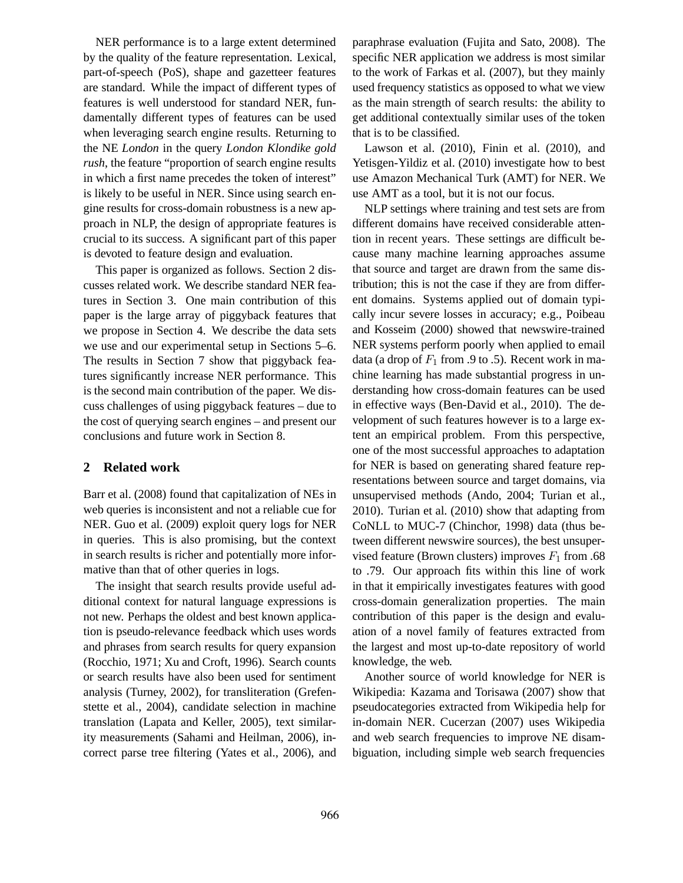NER performance is to a large extent determined by the quality of the feature representation. Lexical, part-of-speech (PoS), shape and gazetteer features are standard. While the impact of different types of features is well understood for standard NER, fundamentally different types of features can be used when leveraging search engine results. Returning to the NE *London* in the query *London Klondike gold rush*, the feature "proportion of search engine results in which a first name precedes the token of interest" is likely to be useful in NER. Since using search engine results for cross-domain robustness is a new approach in NLP, the design of appropriate features is crucial to its success. A significant part of this paper is devoted to feature design and evaluation.

This paper is organized as follows. Section 2 discusses related work. We describe standard NER features in Section 3. One main contribution of this paper is the large array of piggyback features that we propose in Section 4. We describe the data sets we use and our experimental setup in Sections 5–6. The results in Section 7 show that piggyback features significantly increase NER performance. This is the second main contribution of the paper. We discuss challenges of using piggyback features – due to the cost of querying search engines – and present our conclusions and future work in Section 8.

## 2 Related work

Barr et al. (2008) found that capitalization of NEs in web queries is inconsistent and not a reliable cue for NER. Guo et al. (2009) exploit query logs for NER in queries. This is also promising, but the context in search results is richer and potentially more informative than that of other queries in logs.

The insight that search results provide useful additional context for natural language expressions is not new. Perhaps the oldest and best known application is pseudo-relevance feedback which uses words and phrases from search results for query expansion (Rocchio, 1971; Xu and Croft, 1996). Search counts or search results have also been used for sentiment analysis (Turney, 2002), for transliteration (Grefenstette et al., 2004), candidate selection in machine translation (Lapata and Keller, 2005), text similarity measurements (Sahami and Heilman, 2006), incorrect parse tree filtering (Yates et al., 2006), and paraphrase evaluation (Fujita and Sato, 2008). The specific NER application we address is most similar to the work of Farkas et al. (2007), but they mainly used frequency statistics as opposed to what we view as the main strength of search results: the ability to get additional contextually similar uses of the token that is to be classified.

Lawson et al. (2010), Finin et al. (2010), and Yetisgen-Yildiz et al. (2010) investigate how to best use Amazon Mechanical Turk (AMT) for NER. We use AMT as a tool, but it is not our focus.

NLP settings where training and test sets are from different domains have received considerable attention in recent years. These settings are difficult because many machine learning approaches assume that source and target are drawn from the same distribution; this is not the case if they are from different domains. Systems applied out of domain typically incur severe losses in accuracy; e.g., Poibeau and Kosseim (2000) showed that newswire-trained NER systems perform poorly when applied to email data (a drop of $F_1$ from .9 to .5). Recent work in machine learning has made substantial progress in understanding how cross-domain features can be used in effective ways (Ben-David et al., 2010). The development of such features however is to a large extent an empirical problem. From this perspective, one of the most successful approaches to adaptation for NER is based on generating shared feature representations between source and target domains, via unsupervised methods (Ando, 2004; Turian et al., 2010). Turian et al. (2010) show that adapting from CoNLL to MUC-7 (Chinchor, 1998) data (thus between different newswire sources), the best unsupervised feature (Brown clusters) improves $F_1$ from .68 to .79. Our approach fits within this line of work in that it empirically investigates features with good cross-domain generalization properties. The main contribution of this paper is the design and evaluation of a novel family of features extracted from the largest and most up-to-date repository of world knowledge, the web.

Another source of world knowledge for NER is Wikipedia: Kazama and Torisawa (2007) show that pseudocategories extracted from Wikipedia help for in-domain NER. Cucerzan (2007) uses Wikipedia and web search frequencies to improve NE disambiguation, including simple web search frequencies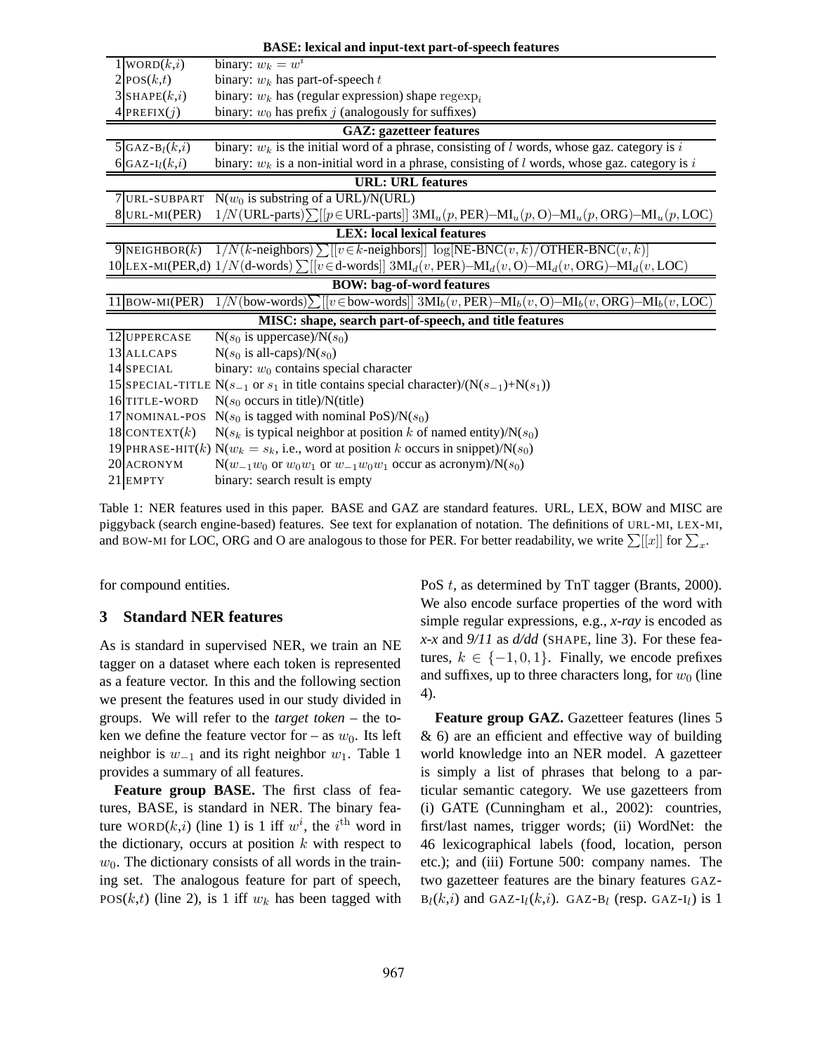| | **BASE: lexical and input-text part-of-speech features** | |
|---|---|---|
| 1 | WORD($k$,$i$) | binary: $w_k = w^i$ |
| 2 | POS($k$,$t$) | binary: $w_k$ has part-of-speech $t$ |
| 3 | SHAPE($k$,$i$) | binary: $w_k$ has (regular expression) shape $\text{regexp}_i$ |
| 4 | PREFIX($j$) | binary: $w_0$ has prefix $j$ (analogously for suffixes) |
| | **GAZ: gazetteer features** | |
| 5 | GAZ-B$_l$($k$,$i$) | binary: $w_k$ is the initial word of a phrase, consisting of $l$ words, whose gaz. category is $i$ |
| 6 | GAZ-I$_l$($k$,$i$) | binary: $w_k$ is a non-initial word in a phrase, consisting of $l$ words, whose gaz. category is $i$ |
| | **URL: URL features** | |
| 7 | URL-SUBPART | N($w_0$ is substring of a URL)/N(URL) |
| 8 | URL-MI(PER) | $1/N(\text{URL-parts})\sum[[p\in\text{URL-parts}]]\ 3\text{MI}_u(p,\text{PER})–\text{MI}_u(p,\text{O})–\text{MI}_u(p,\text{ORG})–\text{MI}_u(p,\text{LOC})$ |
| | **LEX: local lexical features** | |
| 9 | NEIGHBOR($k$) | $1/N(k\text{-neighbors})\sum[[v\in k\text{-neighbors}]]\ \log[\text{NE-BNC}(v,k)/\text{OTHER-BNC}(v,k)]$ |
| 10 | LEX-MI(PER,d) | $1/N(\text{d-words})\sum[[v\in\text{d-words}]]\ 3\text{MI}_d(v,\text{PER})–\text{MI}_d(v,\text{O})–\text{MI}_d(v,\text{ORG})–\text{MI}_d(v,\text{LOC})$ |
| | **BOW: bag-of-word features** | |
| 11 | BOW-MI(PER) | $1/N(\text{bow-words})\sum[[v\in\text{bow-words}]]\ 3\text{MI}_b(v,\text{PER})–\text{MI}_b(v,\text{O})–\text{MI}_b(v,\text{ORG})–\text{MI}_b(v,\text{LOC})$ |
| | **MISC: shape, search part-of-speech, and title features** | |
| 12 | UPPERCASE | N($s_0$ is uppercase)/N($s_0$) |
| 13 | ALLCAPS | N($s_0$ is all-caps)/N($s_0$) |
| 14 | SPECIAL | binary: $w_0$ contains special character |
| 15 | SPECIAL-TITLE | N($s_{-1}$ or $s_1$ in title contains special character)/(N($s_{-1}$)+N($s_1$)) |
| 16 | TITLE-WORD | N($s_0$ occurs in title)/N(title) |
| 17 | NOMINAL-POS | N($s_0$ is tagged with nominal PoS)/N($s_0$) |
| 18 | CONTEXT($k$) | N($s_k$ is typical neighbor at position $k$ of named entity)/N($s_0$) |
| 19 | PHRASE-HIT($k$) | N($w_k = s_k$, i.e., word at position $k$ occurs in snippet)/N($s_0$) |
| 20 | ACRONYM | N($w_{-1}w_0$ or $w_0w_1$ or $w_{-1}w_0w_1$ occur as acronym)/N($s_0$) |
| 21 | EMPTY | binary: search result is empty |

Table 1: NER features used in this paper. BASE and GAZ are standard features. URL, LEX, BOW and MISC are piggyback (search engine-based) features. See text for explanation of notation. The definitions of URL-MI, LEX-MI, and BOW-MI for LOC, ORG and O are analogous to those for PER. For better readability, we write $\sum[[x]]$ for $\sum_x$.

for compound entities.

## 3 Standard NER features

As is standard in supervised NER, we train an NE tagger on a dataset where each token is represented as a feature vector. In this and the following section we present the features used in our study divided in groups. We will refer to the *target token* – the token we define the feature vector for – as $w_0$. Its left neighbor is $w_{-1}$ and its right neighbor $w_1$. Table 1 provides a summary of all features.

**Feature group BASE.** The first class of features, BASE, is standard in NER. The binary feature WORD($k$,$i$) (line 1) is 1 iff $w^i$, the $i^{\text{th}}$ word in the dictionary, occurs at position $k$ with respect to $w_0$. The dictionary consists of all words in the training set. The analogous feature for part of speech, POS($k$,$t$) (line 2), is 1 iff $w_k$ has been tagged with PoS $t$, as determined by TnT tagger (Brants, 2000). We also encode surface properties of the word with simple regular expressions, e.g., *x-ray* is encoded as *x-x* and *9/11* as *d/dd* (SHAPE, line 3). For these features, $k \in \{-1, 0, 1\}$. Finally, we encode prefixes and suffixes, up to three characters long, for $w_0$ (line 4).

**Feature group GAZ.** Gazetteer features (lines 5 & 6) are an efficient and effective way of building world knowledge into an NER model. A gazetteer is simply a list of phrases that belong to a particular semantic category. We use gazetteers from (i) GATE (Cunningham et al., 2002): countries, first/last names, trigger words; (ii) WordNet: the 46 lexicographical labels (food, location, person etc.); and (iii) Fortune 500: company names. The two gazetteer features are the binary features GAZ-B$_l$($k$,$i$) and GAZ-I$_l$($k$,$i$). GAZ-B$_l$ (resp. GAZ-I$_l$) is 1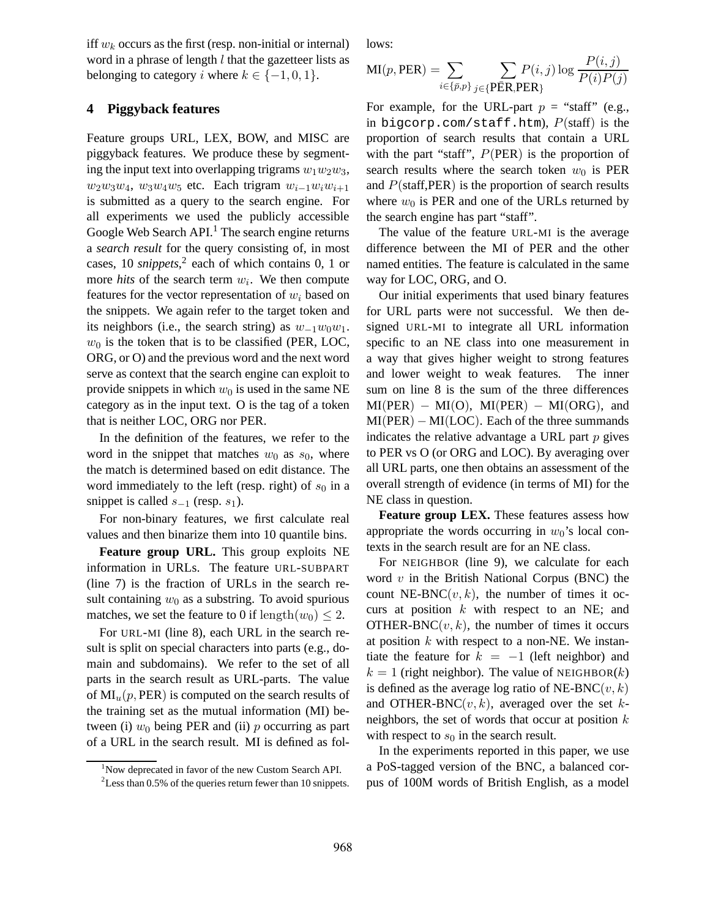iff $w_k$ occurs as the first (resp. non-initial or internal) word in a phrase of length $l$ that the gazetteer lists as belonging to category $i$ where $k \in \{-1, 0, 1\}$.

## 4 Piggyback features

Feature groups URL, LEX, BOW, and MISC are piggyback features. We produce these by segmenting the input text into overlapping trigrams $w_1w_2w_3$, $w_2w_3w_4$, $w_3w_4w_5$ etc. Each trigram $w_{i-1}w_iw_{i+1}$ is submitted as a query to the search engine. For all experiments we used the publicly accessible Google Web Search API.[1] The search engine returns a *search result* for the query consisting of, in most cases, 10 *snippets*,[2] each of which contains 0, 1 or more *hits* of the search term $w_i$. We then compute features for the vector representation of $w_i$ based on the snippets. We again refer to the target token and its neighbors (i.e., the search string) as $w_{-1}w_0w_1$. $w_0$ is the token that is to be classified (PER, LOC, ORG, or O) and the previous word and the next word serve as context that the search engine can exploit to provide snippets in which $w_0$ is used in the same NE category as in the input text. O is the tag of a token that is neither LOC, ORG nor PER.

In the definition of the features, we refer to the word in the snippet that matches $w_0$ as $s_0$, where the match is determined based on edit distance. The word immediately to the left (resp. right) of $s_0$ in a snippet is called $s_{-1}$ (resp. $s_1$).

For non-binary features, we first calculate real values and then binarize them into 10 quantile bins.

**Feature group URL.** This group exploits NE information in URLs. The feature URL-SUBPART (line 7) is the fraction of URLs in the search result containing $w_0$ as a substring. To avoid spurious matches, we set the feature to 0 if $\text{length}(w_0) \leq 2$.

For URL-MI (line 8), each URL in the search result is split on special characters into parts (e.g., domain and subdomains). We refer to the set of all parts in the search result as URL-parts. The value of $\text{MI}_u(p, \text{PER})$ is computed on the search results of the training set as the mutual information (MI) between (i) $w_0$ being PER and (ii) $p$ occurring as part of a URL in the search result. MI is defined as follows:

$$\text{MI}(p, \text{PER}) = \sum_{i \in \{\bar{p}, p\}} \sum_{j \in \{\bar{\text{PER}}, \text{PER}\}} P(i, j) \log \frac{P(i, j)}{P(i)P(j)}$$

For example, for the URL-part $p$ = "staff" (e.g., in `bigcorp.com/staff.htm`), $P(\text{staff})$ is the proportion of search results that contain a URL with the part "staff", $P(\text{PER})$ is the proportion of search results where the search token $w_0$ is PER and $P(\text{staff,PER})$ is the proportion of search results where $w_0$ is PER and one of the URLs returned by the search engine has part "staff".

The value of the feature URL-MI is the average difference between the MI of PER and the other named entities. The feature is calculated in the same way for LOC, ORG, and O.

Our initial experiments that used binary features for URL parts were not successful. We then designed URL-MI to integrate all URL information specific to an NE class into one measurement in a way that gives higher weight to strong features and lower weight to weak features. The inner sum on line 8 is the sum of the three differences $\text{MI(PER)} - \text{MI(O)}$, $\text{MI(PER)} - \text{MI(ORG)}$, and $\text{MI(PER)} - \text{MI(LOC)}$. Each of the three summands indicates the relative advantage a URL part $p$ gives to PER vs O (or ORG and LOC). By averaging over all URL parts, one then obtains an assessment of the overall strength of evidence (in terms of MI) for the NE class in question.

**Feature group LEX.** These features assess how appropriate the words occurring in $w_0$'s local contexts in the search result are for an NE class.

For NEIGHBOR (line 9), we calculate for each word $v$ in the British National Corpus (BNC) the count NE-BNC$(v, k)$, the number of times it occurs at position $k$ with respect to an NE; and OTHER-BNC$(v, k)$, the number of times it occurs at position $k$ with respect to a non-NE. We instantiate the feature for $k = -1$ (left neighbor) and $k = 1$ (right neighbor). The value of NEIGHBOR$(k)$ is defined as the average log ratio of NE-BNC$(v, k)$ and OTHER-BNC$(v, k)$, averaged over the set $k$-neighbors, the set of words that occur at position $k$ with respect to $s_0$ in the search result.

In the experiments reported in this paper, we use a PoS-tagged version of the BNC, a balanced corpus of 100M words of British English, as a model

[1] Now deprecated in favor of the new Custom Search API.

[2] Less than 0.5% of the queries return fewer than 10 snippets.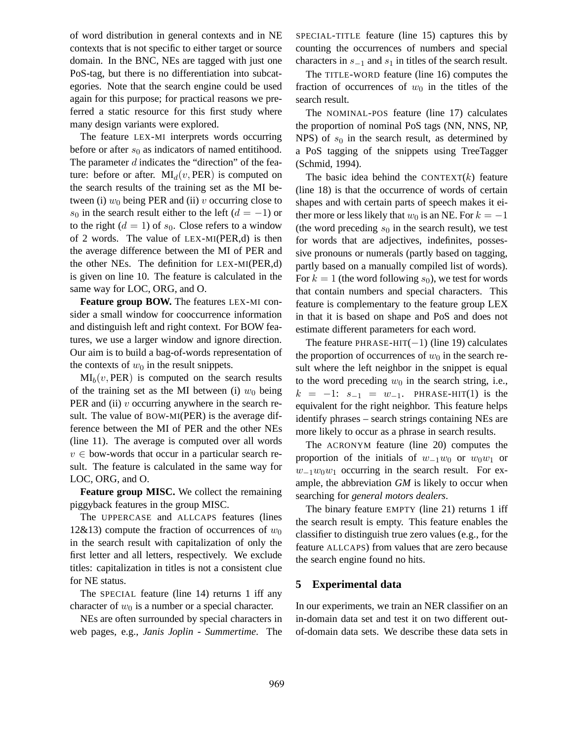of word distribution in general contexts and in NE contexts that is not specific to either target or source domain. In the BNC, NEs are tagged with just one PoS-tag, but there is no differentiation into subcategories. Note that the search engine could be used again for this purpose; for practical reasons we preferred a static resource for this first study where many design variants were explored.

The feature LEX-MI interprets words occurring before or after $s_0$ as indicators of named entitihood. The parameter $d$ indicates the "direction" of the feature: before or after. $\text{MI}_d(v, \text{PER})$ is computed on the search results of the training set as the MI between (i) $w_0$ being PER and (ii) $v$ occurring close to $s_0$ in the search result either to the left ($d = -1$) or to the right ($d = 1$) of $s_0$. Close refers to a window of 2 words. The value of LEX-MI(PER,d) is then the average difference between the MI of PER and the other NEs. The definition for LEX-MI(PER,d) is given on line 10. The feature is calculated in the same way for LOC, ORG, and O.

**Feature group BOW.** The features LEX-MI consider a small window for cooccurrence information and distinguish left and right context. For BOW features, we use a larger window and ignore direction. Our aim is to build a bag-of-words representation of the contexts of $w_0$ in the result snippets.

$\text{MI}_b(v, \text{PER})$ is computed on the search results of the training set as the MI between (i) $w_0$ being PER and (ii) $v$ occurring anywhere in the search result. The value of BOW-MI(PER) is the average difference between the MI of PER and the other NEs (line 11). The average is computed over all words $v \in$ bow-words that occur in a particular search result. The feature is calculated in the same way for LOC, ORG, and O.

**Feature group MISC.** We collect the remaining piggyback features in the group MISC.

The UPPERCASE and ALLCAPS features (lines 12&13) compute the fraction of occurrences of $w_0$ in the search result with capitalization of only the first letter and all letters, respectively. We exclude titles: capitalization in titles is not a consistent clue for NE status.

The SPECIAL feature (line 14) returns 1 iff any character of $w_0$ is a number or a special character.

NEs are often surrounded by special characters in web pages, e.g., *Janis Joplin - Summertime*. The SPECIAL-TITLE feature (line 15) captures this by counting the occurrences of numbers and special characters in $s_{-1}$ and $s_1$ in titles of the search result.

The TITLE-WORD feature (line 16) computes the fraction of occurrences of $w_0$ in the titles of the search result.

The NOMINAL-POS feature (line 17) calculates the proportion of nominal PoS tags (NN, NNS, NP, NPS) of $s_0$ in the search result, as determined by a PoS tagging of the snippets using TreeTagger (Schmid, 1994).

The basic idea behind the CONTEXT($k$) feature (line 18) is that the occurrence of words of certain shapes and with certain parts of speech makes it either more or less likely that $w_0$ is an NE. For $k = -1$ (the word preceding $s_0$ in the search result), we test for words that are adjectives, indefinites, possessive pronouns or numerals (partly based on tagging, partly based on a manually compiled list of words). For $k = 1$ (the word following $s_0$), we test for words that contain numbers and special characters. This feature is complementary to the feature group LEX in that it is based on shape and PoS and does not estimate different parameters for each word.

The feature PHRASE-HIT($-1$) (line 19) calculates the proportion of occurrences of $w_0$ in the search result where the left neighbor in the snippet is equal to the word preceding $w_0$ in the search string, i.e., $k = -1$: $s_{-1} = w_{-1}$. PHRASE-HIT(1) is the equivalent for the right neighbor. This feature helps identify phrases – search strings containing NEs are more likely to occur as a phrase in search results.

The ACRONYM feature (line 20) computes the proportion of the initials of $w_{-1}w_0$ or $w_0w_1$ or $w_{-1}w_0w_1$ occurring in the search result. For example, the abbreviation *GM* is likely to occur when searching for *general motors dealers*.

The binary feature EMPTY (line 21) returns 1 iff the search result is empty. This feature enables the classifier to distinguish true zero values (e.g., for the feature ALLCAPS) from values that are zero because the search engine found no hits.

## 5 Experimental data

In our experiments, we train an NER classifier on an in-domain data set and test it on two different out-of-domain data sets. We describe these data sets in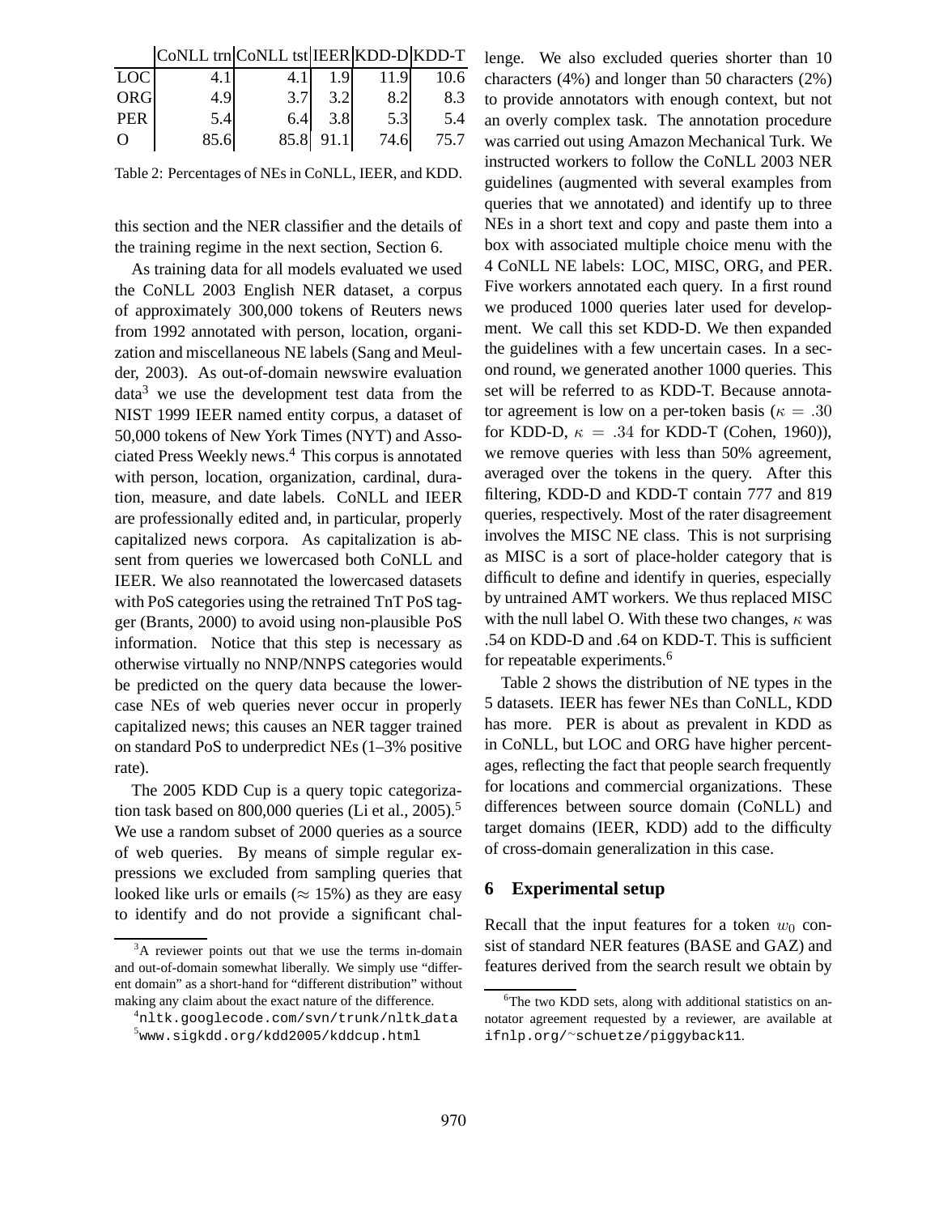| | CoNLL trn | CoNLL tst | IEER | KDD-D | KDD-T |
|---|---|---|---|---|---|
| LOC | 4.1 | 4.1 | 1.9 | 11.9 | 10.6 |
| ORG | 4.9 | 3.7 | 3.2 | 8.2 | 8.3 |
| PER | 5.4 | 6.4 | 3.8 | 5.3 | 5.4 |
| O | 85.6 | 85.8 | 91.1 | 74.6 | 75.7 |

Table 2: Percentages of NEs in CoNLL, IEER, and KDD.

this section and the NER classifier and the details of the training regime in the next section, Section 6.

As training data for all models evaluated we used the CoNLL 2003 English NER dataset, a corpus of approximately 300,000 tokens of Reuters news from 1992 annotated with person, location, organization and miscellaneous NE labels (Sang and Meulder, 2003). As out-of-domain newswire evaluation data[3] we use the development test data from the NIST 1999 IEER named entity corpus, a dataset of 50,000 tokens of New York Times (NYT) and Associated Press Weekly news.[4] This corpus is annotated with person, location, organization, cardinal, duration, measure, and date labels. CoNLL and IEER are professionally edited and, in particular, properly capitalized news corpora. As capitalization is absent from queries we lowercased both CoNLL and IEER. We also reannotated the lowercased datasets with PoS categories using the retrained TnT PoS tagger (Brants, 2000) to avoid using non-plausible PoS information. Notice that this step is necessary as otherwise virtually no NNP/NNPS categories would be predicted on the query data because the lowercase NEs of web queries never occur in properly capitalized news; this causes an NER tagger trained on standard PoS to underpredict NEs (1–3% positive rate).

The 2005 KDD Cup is a query topic categorization task based on 800,000 queries (Li et al., 2005).[5] We use a random subset of 2000 queries as a source of web queries. By means of simple regular expressions we excluded from sampling queries that looked like urls or emails ($\approx$ 15%) as they are easy to identify and do not provide a significant challenge. We also excluded queries shorter than 10 characters (4%) and longer than 50 characters (2%) to provide annotators with enough context, but not an overly complex task. The annotation procedure was carried out using Amazon Mechanical Turk. We instructed workers to follow the CoNLL 2003 NER guidelines (augmented with several examples from queries that we annotated) and identify up to three NEs in a short text and copy and paste them into a box with associated multiple choice menu with the 4 CoNLL NE labels: LOC, MISC, ORG, and PER. Five workers annotated each query. In a first round we produced 1000 queries later used for development. We call this set KDD-D. We then expanded the guidelines with a few uncertain cases. In a second round, we generated another 1000 queries. This set will be referred to as KDD-T. Because annotator agreement is low on a per-token basis ($\kappa = .30$ for KDD-D, $\kappa = .34$ for KDD-T (Cohen, 1960)), we remove queries with less than 50% agreement, averaged over the tokens in the query. After this filtering, KDD-D and KDD-T contain 777 and 819 queries, respectively. Most of the rater disagreement involves the MISC NE class. This is not surprising as MISC is a sort of place-holder category that is difficult to define and identify in queries, especially by untrained AMT workers. We thus replaced MISC with the null label O. With these two changes, $\kappa$ was .54 on KDD-D and .64 on KDD-T. This is sufficient for repeatable experiments.[6]

Table 2 shows the distribution of NE types in the 5 datasets. IEER has fewer NEs than CoNLL, KDD has more. PER is about as prevalent in KDD as in CoNLL, but LOC and ORG have higher percentages, reflecting the fact that people search frequently for locations and commercial organizations. These differences between source domain (CoNLL) and target domains (IEER, KDD) add to the difficulty of cross-domain generalization in this case.

## 6 Experimental setup

Recall that the input features for a token $w_0$ consist of standard NER features (BASE and GAZ) and features derived from the search result we obtain by

[3] A reviewer points out that we use the terms in-domain and out-of-domain somewhat liberally. We simply use "different domain" as a short-hand for "different distribution" without making any claim about the exact nature of the difference.

[4] nltk.googlecode.com/svn/trunk/nltk_data

[5] www.sigkdd.org/kdd2005/kddcup.html

[6] The two KDD sets, along with additional statistics on annotator agreement requested by a reviewer, are available at ifnlp.org/~schuetze/piggyback11.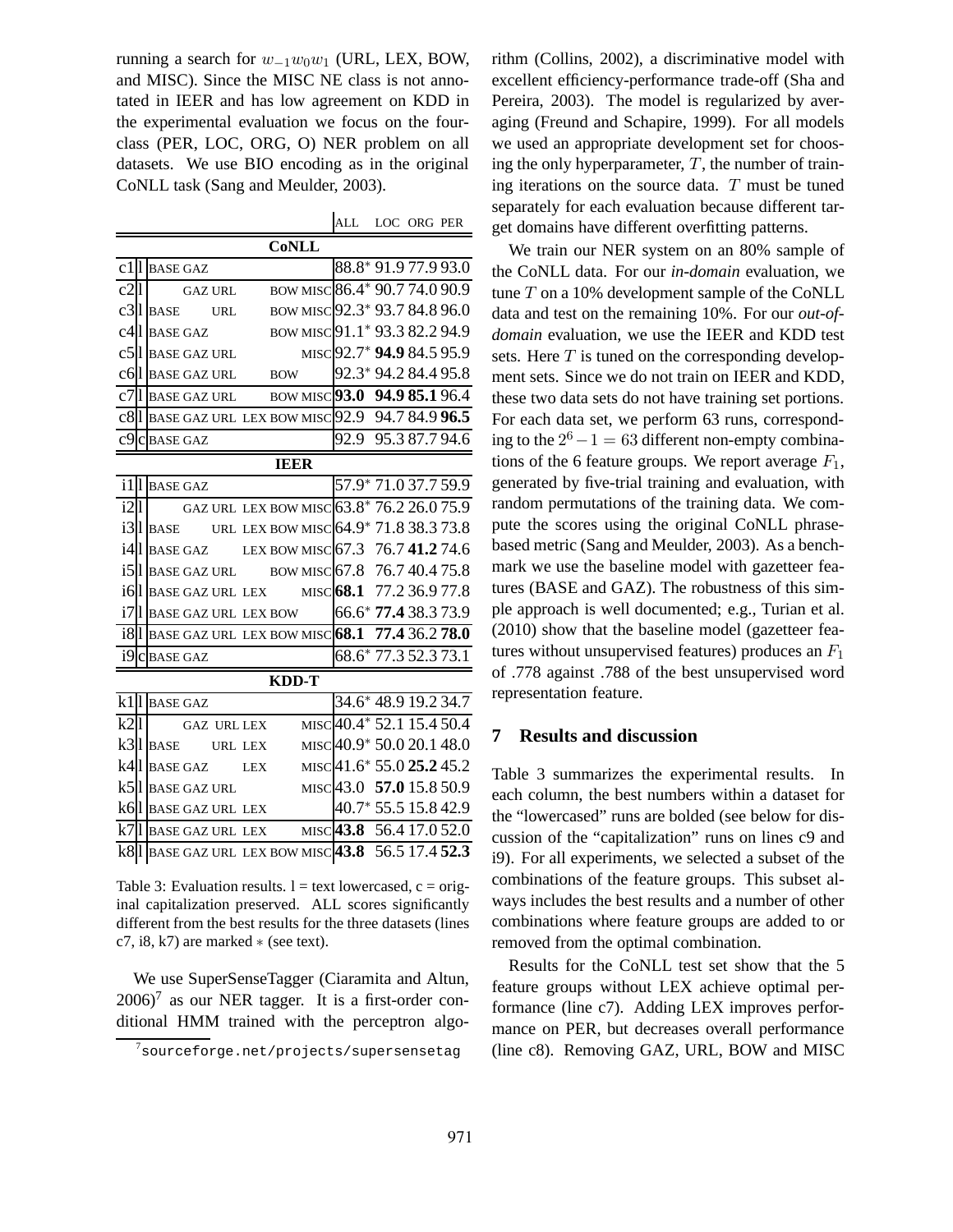running a search for $w_{-1}w_0w_1$ (URL, LEX, BOW, and MISC). Since the MISC NE class is not annotated in IEER and has low agreement on KDD in the experimental evaluation we focus on the four-class (PER, LOC, ORG, O) NER problem on all datasets. We use BIO encoding as in the original CoNLL task (Sang and Meulder, 2003).

| | | | ALL | LOC | ORG | PER |
|---|---|---|---|---|---|---|
| | | **CoNLL** | | | | |
| c1 | l | BASE GAZ | 88.8* | 91.9 | 77.9 | 93.0 |
| c2 | l | GAZ URL BOW MISC | 86.4* | 90.7 | 74.0 | 90.9 |
| c3 | l | BASE URL BOW MISC | 92.3* | 93.7 | 84.8 | 96.0 |
| c4 | l | BASE GAZ BOW MISC | 91.1* | 93.3 | 82.2 | 94.9 |
| c5 | l | BASE GAZ URL MISC | 92.7* | **94.9** | 84.5 | 95.9 |
| c6 | l | BASE GAZ URL BOW | 92.3* | 94.2 | 84.4 | 95.8 |
| c7 | l | BASE GAZ URL BOW MISC | **93.0** | **94.9** | **85.1** | 96.4 |
| c8 | l | BASE GAZ URL LEX BOW MISC | 92.9 | 94.7 | 84.9 | **96.5** |
| c9 | c | BASE GAZ | 92.9 | 95.3 | 87.7 | 94.6 |
| | | **IEER** | | | | |
| i1 | l | BASE GAZ | 57.9* | 71.0 | 37.7 | 59.9 |
| i2 | l | GAZ URL LEX BOW MISC | 63.8* | 76.2 | 26.0 | 75.9 |
| i3 | l | BASE URL LEX BOW MISC | 64.9* | 71.8 | 38.3 | 73.8 |
| i4 | l | BASE GAZ LEX BOW MISC | 67.3 | 76.7 | **41.2** | 74.6 |
| i5 | l | BASE GAZ URL BOW MISC | 67.8 | 76.7 | 40.4 | 75.8 |
| i6 | l | BASE GAZ URL LEX MISC | **68.1** | 77.2 | 36.9 | 77.8 |
| i7 | l | BASE GAZ URL LEX BOW | 66.6* | **77.4** | 38.3 | 73.9 |
| i8 | l | BASE GAZ URL LEX BOW MISC | **68.1** | **77.4** | 36.2 | **78.0** |
| i9 | c | BASE GAZ | 68.6* | 77.3 | 52.3 | 73.1 |
| | | **KDD-T** | | | | |
| k1 | l | BASE GAZ | 34.6* | 48.9 | 19.2 | 34.7 |
| k2 | l | GAZ URL LEX MISC | 40.4* | 52.1 | 15.4 | 50.4 |
| k3 | l | BASE URL LEX MISC | 40.9* | 50.0 | 20.1 | 48.0 |
| k4 | l | BASE GAZ LEX MISC | 41.6* | 55.0 | **25.2** | 45.2 |
| k5 | l | BASE GAZ URL MISC | 43.0 | **57.0** | 15.8 | 50.9 |
| k6 | l | BASE GAZ URL LEX | 40.7* | 55.5 | 15.8 | 42.9 |
| k7 | l | BASE GAZ URL LEX MISC | **43.8** | 56.4 | 17.0 | 52.0 |
| k8 | l | BASE GAZ URL LEX BOW MISC | **43.8** | 56.5 | 17.4 | **52.3** |

Table 3: Evaluation results. l = text lowercased, c = original capitalization preserved. ALL scores significantly different from the best results for the three datasets (lines c7, i8, k7) are marked $*$ (see text).

We use SuperSenseTagger (Ciaramita and Altun, 2006)[7] as our NER tagger. It is a first-order conditional HMM trained with the perceptron algorithm (Collins, 2002), a discriminative model with excellent efficiency-performance trade-off (Sha and Pereira, 2003). The model is regularized by averaging (Freund and Schapire, 1999). For all models we used an appropriate development set for choosing the only hyperparameter, $T$, the number of training iterations on the source data. $T$ must be tuned separately for each evaluation because different target domains have different overfitting patterns.

We train our NER system on an 80% sample of the CoNLL data. For our *in-domain* evaluation, we tune $T$ on a 10% development sample of the CoNLL data and test on the remaining 10%. For our *out-of-domain* evaluation, we use the IEER and KDD test sets. Here $T$ is tuned on the corresponding development sets. Since we do not train on IEER and KDD, these two data sets do not have training set portions. For each data set, we perform 63 runs, corresponding to the $2^6 - 1 = 63$ different non-empty combinations of the 6 feature groups. We report average $F_1$, generated by five-trial training and evaluation, with random permutations of the training data. We compute the scores using the original CoNLL phrase-based metric (Sang and Meulder, 2003). As a benchmark we use the baseline model with gazetteer features (BASE and GAZ). The robustness of this simple approach is well documented; e.g., Turian et al. (2010) show that the baseline model (gazetteer features without unsupervised features) produces an $F_1$ of .778 against .788 of the best unsupervised word representation feature.

## 7 Results and discussion

Table 3 summarizes the experimental results. In each column, the best numbers within a dataset for the "lowercased" runs are bolded (see below for discussion of the "capitalization" runs on lines c9 and i9). For all experiments, we selected a subset of the combinations of the feature groups. This subset always includes the best results and a number of other combinations where feature groups are added to or removed from the optimal combination.

Results for the CoNLL test set show that the 5 feature groups without LEX achieve optimal performance (line c7). Adding LEX improves performance on PER, but decreases overall performance (line c8). Removing GAZ, URL, BOW and MISC

[7] sourceforge.net/projects/supersensetag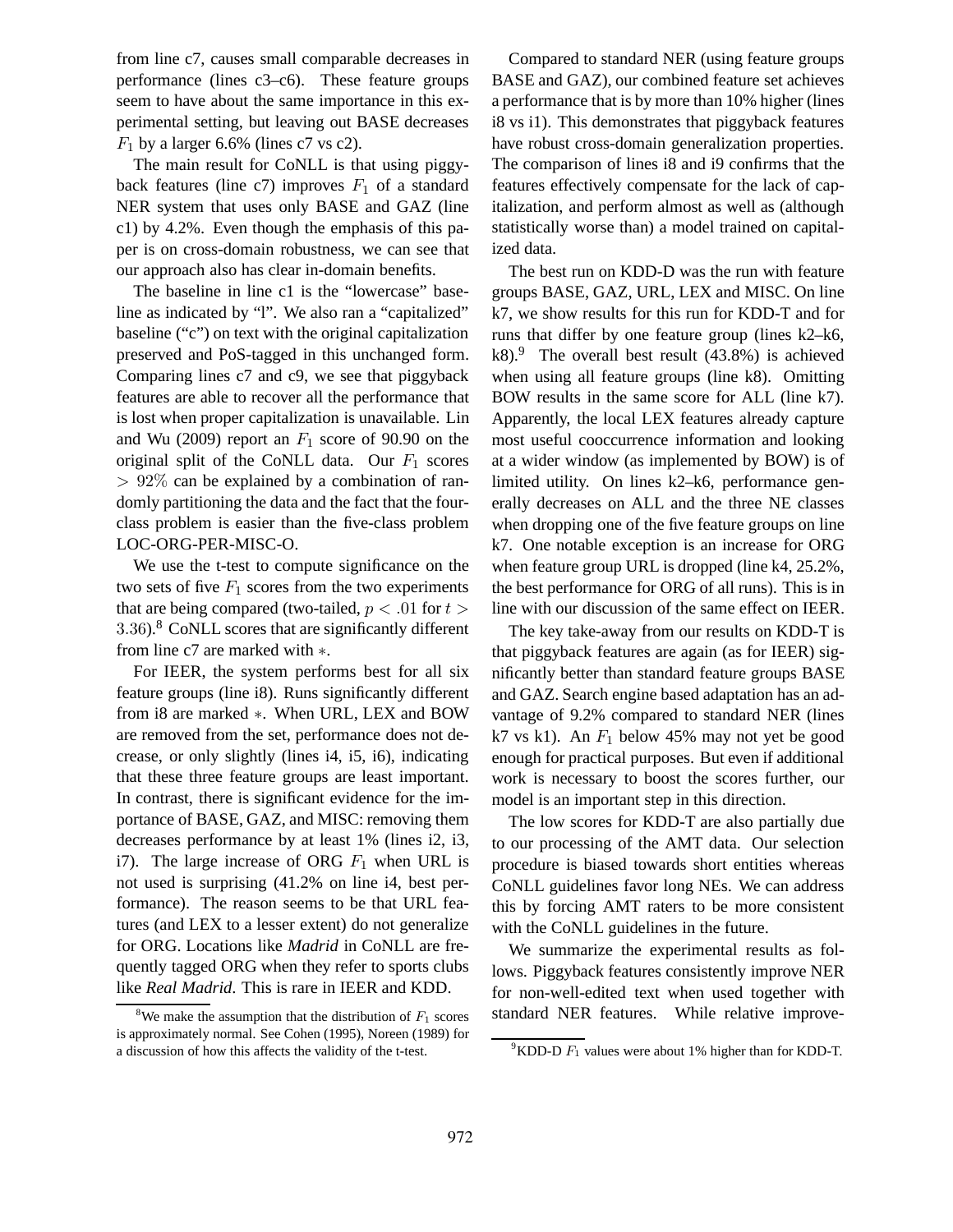from line c7, causes small comparable decreases in performance (lines c3–c6). These feature groups seem to have about the same importance in this experimental setting, but leaving out BASE decreases $F_1$ by a larger 6.6% (lines c7 vs c2).

The main result for CoNLL is that using piggyback features (line c7) improves $F_1$ of a standard NER system that uses only BASE and GAZ (line c1) by 4.2%. Even though the emphasis of this paper is on cross-domain robustness, we can see that our approach also has clear in-domain benefits.

The baseline in line c1 is the "lowercase" baseline as indicated by "l". We also ran a "capitalized" baseline ("c") on text with the original capitalization preserved and PoS-tagged in this unchanged form. Comparing lines c7 and c9, we see that piggyback features are able to recover all the performance that is lost when proper capitalization is unavailable. Lin and Wu (2009) report an $F_1$ score of 90.90 on the original split of the CoNLL data. Our $F_1$ scores $> 92\%$ can be explained by a combination of randomly partitioning the data and the fact that the four-class problem is easier than the five-class problem LOC-ORG-PER-MISC-O.

We use the t-test to compute significance on the two sets of five $F_1$ scores from the two experiments that are being compared (two-tailed, $p < .01$ for $t > 3.36$).[8] CoNLL scores that are significantly different from line c7 are marked with $*$.

For IEER, the system performs best for all six feature groups (line i8). Runs significantly different from i8 are marked $*$. When URL, LEX and BOW are removed from the set, performance does not decrease, or only slightly (lines i4, i5, i6), indicating that these three feature groups are least important. In contrast, there is significant evidence for the importance of BASE, GAZ, and MISC: removing them decreases performance by at least 1% (lines i2, i3, i7). The large increase of ORG $F_1$ when URL is not used is surprising (41.2% on line i4, best performance). The reason seems to be that URL features (and LEX to a lesser extent) do not generalize for ORG. Locations like *Madrid* in CoNLL are frequently tagged ORG when they refer to sports clubs like *Real Madrid*. This is rare in IEER and KDD.

Compared to standard NER (using feature groups BASE and GAZ), our combined feature set achieves a performance that is by more than 10% higher (lines i8 vs i1). This demonstrates that piggyback features have robust cross-domain generalization properties. The comparison of lines i8 and i9 confirms that the features effectively compensate for the lack of capitalization, and perform almost as well as (although statistically worse than) a model trained on capitalized data.

The best run on KDD-D was the run with feature groups BASE, GAZ, URL, LEX and MISC. On line k7, we show results for this run for KDD-T and for runs that differ by one feature group (lines k2–k6, k8).[9] The overall best result (43.8%) is achieved when using all feature groups (line k8). Omitting BOW results in the same score for ALL (line k7). Apparently, the local LEX features already capture most useful cooccurrence information and looking at a wider window (as implemented by BOW) is of limited utility. On lines k2–k6, performance generally decreases on ALL and the three NE classes when dropping one of the five feature groups on line k7. One notable exception is an increase for ORG when feature group URL is dropped (line k4, 25.2%, the best performance for ORG of all runs). This is in line with our discussion of the same effect on IEER.

The key take-away from our results on KDD-T is that piggyback features are again (as for IEER) significantly better than standard feature groups BASE and GAZ. Search engine based adaptation has an advantage of 9.2% compared to standard NER (lines k7 vs k1). An $F_1$ below 45% may not yet be good enough for practical purposes. But even if additional work is necessary to boost the scores further, our model is an important step in this direction.

The low scores for KDD-T are also partially due to our processing of the AMT data. Our selection procedure is biased towards short entities whereas CoNLL guidelines favor long NEs. We can address this by forcing AMT raters to be more consistent with the CoNLL guidelines in the future.

We summarize the experimental results as follows. Piggyback features consistently improve NER for non-well-edited text when used together with standard NER features. While relative improve-

[8] We make the assumption that the distribution of $F_1$ scores is approximately normal. See Cohen (1995), Noreen (1989) for a discussion of how this affects the validity of the t-test.

[9] KDD-D $F_1$ values were about 1% higher than for KDD-T.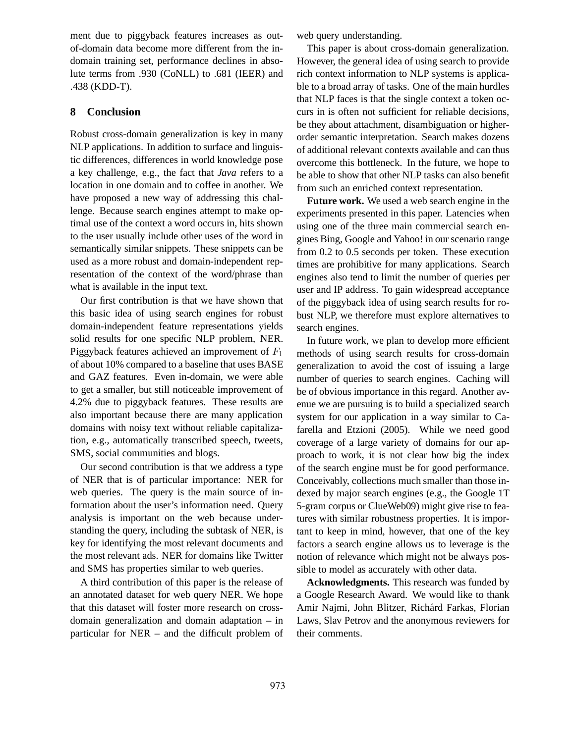ment due to piggyback features increases as out-of-domain data become more different from the in-domain training set, performance declines in absolute terms from .930 (CoNLL) to .681 (IEER) and .438 (KDD-T).

## 8 Conclusion

Robust cross-domain generalization is key in many NLP applications. In addition to surface and linguistic differences, differences in world knowledge pose a key challenge, e.g., the fact that *Java* refers to a location in one domain and to coffee in another. We have proposed a new way of addressing this challenge. Because search engines attempt to make optimal use of the context a word occurs in, hits shown to the user usually include other uses of the word in semantically similar snippets. These snippets can be used as a more robust and domain-independent representation of the context of the word/phrase than what is available in the input text.

Our first contribution is that we have shown that this basic idea of using search engines for robust domain-independent feature representations yields solid results for one specific NLP problem, NER. Piggyback features achieved an improvement of $F_1$ of about 10% compared to a baseline that uses BASE and GAZ features. Even in-domain, we were able to get a smaller, but still noticeable improvement of 4.2% due to piggyback features. These results are also important because there are many application domains with noisy text without reliable capitalization, e.g., automatically transcribed speech, tweets, SMS, social communities and blogs.

Our second contribution is that we address a type of NER that is of particular importance: NER for web queries. The query is the main source of information about the user's information need. Query analysis is important on the web because understanding the query, including the subtask of NER, is key for identifying the most relevant documents and the most relevant ads. NER for domains like Twitter and SMS has properties similar to web queries.

A third contribution of this paper is the release of an annotated dataset for web query NER. We hope that this dataset will foster more research on cross-domain generalization and domain adaptation – in particular for NER – and the difficult problem of web query understanding.

This paper is about cross-domain generalization. However, the general idea of using search to provide rich context information to NLP systems is applicable to a broad array of tasks. One of the main hurdles that NLP faces is that the single context a token occurs in is often not sufficient for reliable decisions, be they about attachment, disambiguation or higher-order semantic interpretation. Search makes dozens of additional relevant contexts available and can thus overcome this bottleneck. In the future, we hope to be able to show that other NLP tasks can also benefit from such an enriched context representation.

**Future work.** We used a web search engine in the experiments presented in this paper. Latencies when using one of the three main commercial search engines Bing, Google and Yahoo! in our scenario range from 0.2 to 0.5 seconds per token. These execution times are prohibitive for many applications. Search engines also tend to limit the number of queries per user and IP address. To gain widespread acceptance of the piggyback idea of using search results for robust NLP, we therefore must explore alternatives to search engines.

In future work, we plan to develop more efficient methods of using search results for cross-domain generalization to avoid the cost of issuing a large number of queries to search engines. Caching will be of obvious importance in this regard. Another avenue we are pursuing is to build a specialized search system for our application in a way similar to Cafarella and Etzioni (2005). While we need good coverage of a large variety of domains for our approach to work, it is not clear how big the index of the search engine must be for good performance. Conceivably, collections much smaller than those indexed by major search engines (e.g., the Google 1T 5-gram corpus or ClueWeb09) might give rise to features with similar robustness properties. It is important to keep in mind, however, that one of the key factors a search engine allows us to leverage is the notion of relevance which might not be always possible to model as accurately with other data.

**Acknowledgments.** This research was funded by a Google Research Award. We would like to thank Amir Najmi, John Blitzer, Richárd Farkas, Florian Laws, Slav Petrov and the anonymous reviewers for their comments.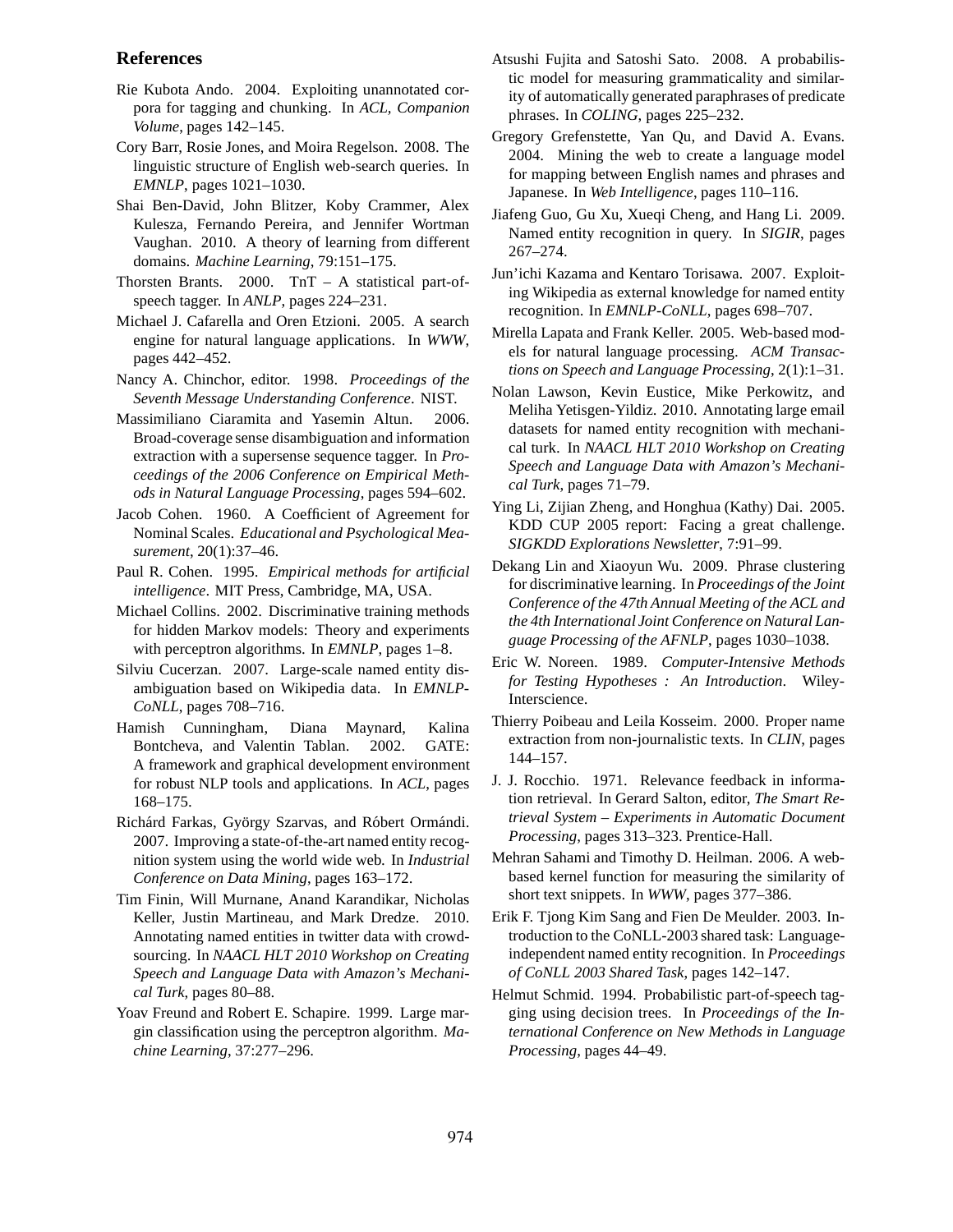## References

Rie Kubota Ando. 2004. Exploiting unannotated corpora for tagging and chunking. In *ACL, Companion Volume*, pages 142–145.

Cory Barr, Rosie Jones, and Moira Regelson. 2008. The linguistic structure of English web-search queries. In *EMNLP*, pages 1021–1030.

Shai Ben-David, John Blitzer, Koby Crammer, Alex Kulesza, Fernando Pereira, and Jennifer Wortman Vaughan. 2010. A theory of learning from different domains. *Machine Learning*, 79:151–175.

Thorsten Brants. 2000. TnT – A statistical part-of-speech tagger. In *ANLP*, pages 224–231.

Michael J. Cafarella and Oren Etzioni. 2005. A search engine for natural language applications. In *WWW*, pages 442–452.

Nancy A. Chinchor, editor. 1998. *Proceedings of the Seventh Message Understanding Conference*. NIST.

Massimiliano Ciaramita and Yasemin Altun. 2006. Broad-coverage sense disambiguation and information extraction with a supersense sequence tagger. In *Proceedings of the 2006 Conference on Empirical Methods in Natural Language Processing*, pages 594–602.

Jacob Cohen. 1960. A Coefficient of Agreement for Nominal Scales. *Educational and Psychological Measurement*, 20(1):37–46.

Paul R. Cohen. 1995. *Empirical methods for artificial intelligence*. MIT Press, Cambridge, MA, USA.

Michael Collins. 2002. Discriminative training methods for hidden Markov models: Theory and experiments with perceptron algorithms. In *EMNLP*, pages 1–8.

Silviu Cucerzan. 2007. Large-scale named entity disambiguation based on Wikipedia data. In *EMNLP-CoNLL*, pages 708–716.

Hamish Cunningham, Diana Maynard, Kalina Bontcheva, and Valentin Tablan. 2002. GATE: A framework and graphical development environment for robust NLP tools and applications. In *ACL*, pages 168–175.

Richárd Farkas, György Szarvas, and Róbert Ormándi. 2007. Improving a state-of-the-art named entity recognition system using the world wide web. In *Industrial Conference on Data Mining*, pages 163–172.

Tim Finin, Will Murnane, Anand Karandikar, Nicholas Keller, Justin Martineau, and Mark Dredze. 2010. Annotating named entities in twitter data with crowdsourcing. In *NAACL HLT 2010 Workshop on Creating Speech and Language Data with Amazon's Mechanical Turk*, pages 80–88.

Yoav Freund and Robert E. Schapire. 1999. Large margin classification using the perceptron algorithm. *Machine Learning*, 37:277–296.

Atsushi Fujita and Satoshi Sato. 2008. A probabilistic model for measuring grammaticality and similarity of automatically generated paraphrases of predicate phrases. In *COLING*, pages 225–232.

Gregory Grefenstette, Yan Qu, and David A. Evans. 2004. Mining the web to create a language model for mapping between English names and phrases and Japanese. In *Web Intelligence*, pages 110–116.

Jiafeng Guo, Gu Xu, Xueqi Cheng, and Hang Li. 2009. Named entity recognition in query. In *SIGIR*, pages 267–274.

Jun'ichi Kazama and Kentaro Torisawa. 2007. Exploiting Wikipedia as external knowledge for named entity recognition. In *EMNLP-CoNLL*, pages 698–707.

Mirella Lapata and Frank Keller. 2005. Web-based models for natural language processing. *ACM Transactions on Speech and Language Processing*, 2(1):1–31.

Nolan Lawson, Kevin Eustice, Mike Perkowitz, and Meliha Yetisgen-Yildiz. 2010. Annotating large email datasets for named entity recognition with mechanical turk. In *NAACL HLT 2010 Workshop on Creating Speech and Language Data with Amazon's Mechanical Turk*, pages 71–79.

Ying Li, Zijian Zheng, and Honghua (Kathy) Dai. 2005. KDD CUP 2005 report: Facing a great challenge. *SIGKDD Explorations Newsletter*, 7:91–99.

Dekang Lin and Xiaoyun Wu. 2009. Phrase clustering for discriminative learning. In *Proceedings of the Joint Conference of the 47th Annual Meeting of the ACL and the 4th International Joint Conference on Natural Language Processing of the AFNLP*, pages 1030–1038.

Eric W. Noreen. 1989. *Computer-Intensive Methods for Testing Hypotheses : An Introduction*. Wiley-Interscience.

Thierry Poibeau and Leila Kosseim. 2000. Proper name extraction from non-journalistic texts. In *CLIN*, pages 144–157.

J. J. Rocchio. 1971. Relevance feedback in information retrieval. In Gerard Salton, editor, *The Smart Retrieval System – Experiments in Automatic Document Processing*, pages 313–323. Prentice-Hall.

Mehran Sahami and Timothy D. Heilman. 2006. A web-based kernel function for measuring the similarity of short text snippets. In *WWW*, pages 377–386.

Erik F. Tjong Kim Sang and Fien De Meulder. 2003. Introduction to the CoNLL-2003 shared task: Language-independent named entity recognition. In *Proceedings of CoNLL 2003 Shared Task*, pages 142–147.

Helmut Schmid. 1994. Probabilistic part-of-speech tagging using decision trees. In *Proceedings of the International Conference on New Methods in Language Processing*, pages 44–49.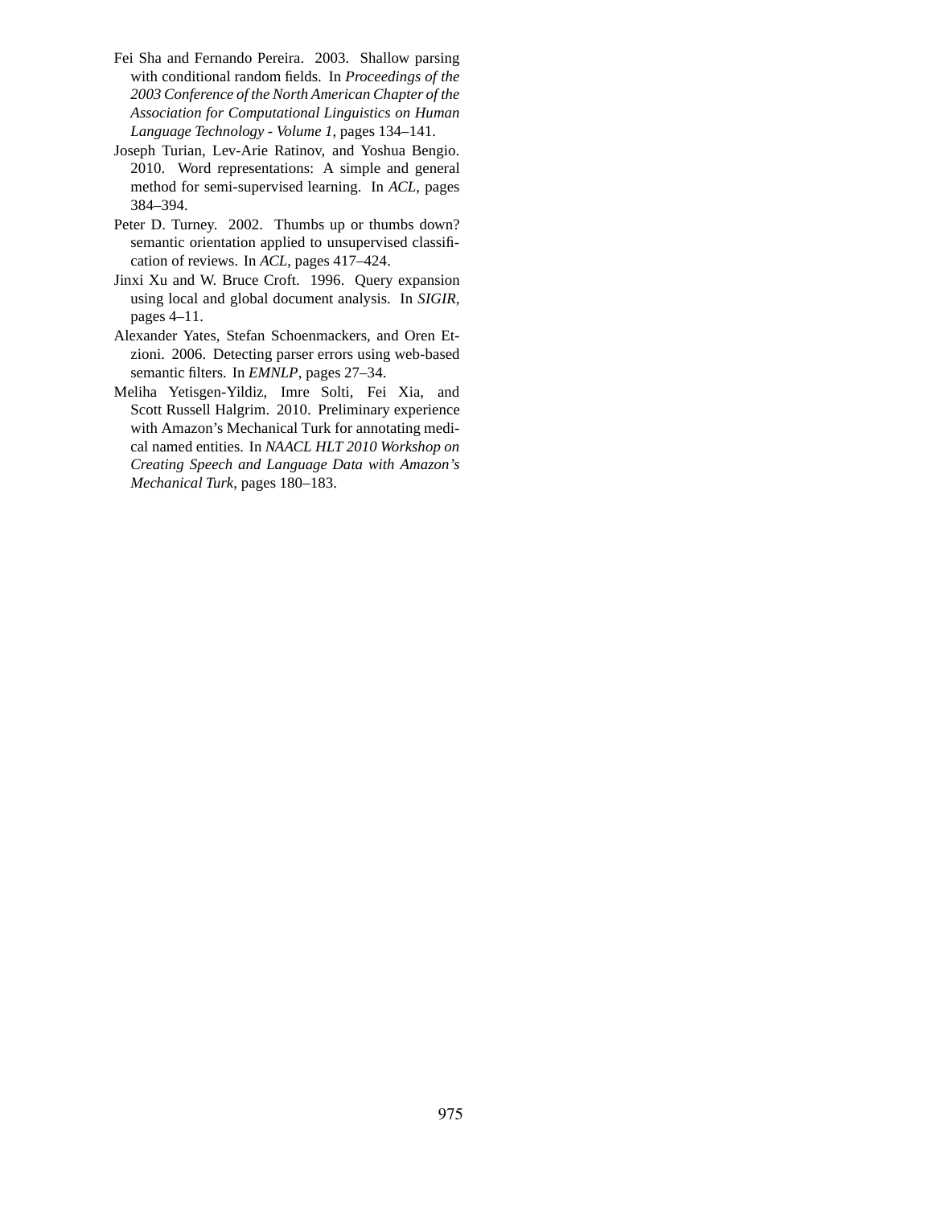Fei Sha and Fernando Pereira. 2003. Shallow parsing with conditional random fields. In *Proceedings of the 2003 Conference of the North American Chapter of the Association for Computational Linguistics on Human Language Technology - Volume 1*, pages 134–141.

Joseph Turian, Lev-Arie Ratinov, and Yoshua Bengio. 2010. Word representations: A simple and general method for semi-supervised learning. In *ACL*, pages 384–394.

Peter D. Turney. 2002. Thumbs up or thumbs down? semantic orientation applied to unsupervised classification of reviews. In *ACL*, pages 417–424.

Jinxi Xu and W. Bruce Croft. 1996. Query expansion using local and global document analysis. In *SIGIR*, pages 4–11.

Alexander Yates, Stefan Schoenmackers, and Oren Etzioni. 2006. Detecting parser errors using web-based semantic filters. In *EMNLP*, pages 27–34.

Meliha Yetisgen-Yildiz, Imre Solti, Fei Xia, and Scott Russell Halgrim. 2010. Preliminary experience with Amazon's Mechanical Turk for annotating medical named entities. In *NAACL HLT 2010 Workshop on Creating Speech and Language Data with Amazon's Mechanical Turk*, pages 180–183.